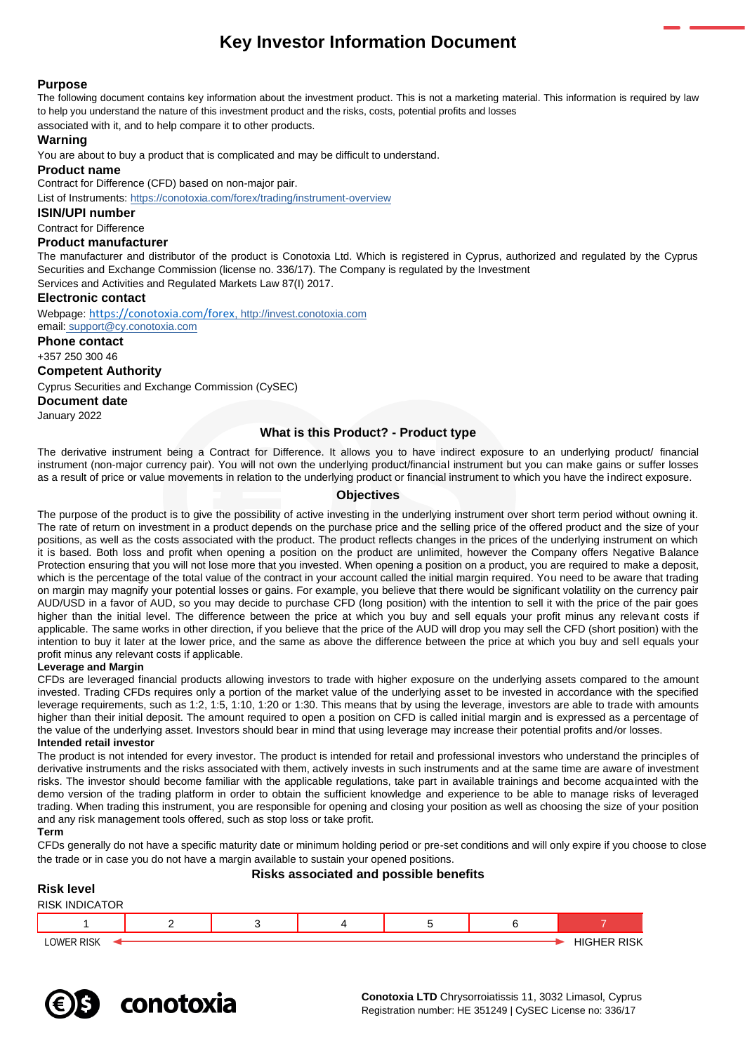# Key Investor Information Document

## Purpose

The following document contains key information about the investment product. This is not a marketing material. This information is required by law to help you understand the nature of this investment product and the risks, costs, potential profits and losses associated with it, and to help compare it to other products.

## Warning

You are about to buy a product that is complicated and may be difficult to understand.

## Product name

Contract for Difference (CFD) based on non-major pair.

List of Instruments: https://conotoxia.com/forex/trading/instrument-overview

## ISIN/UPI number

Contract for Difference

## Product manufacturer

The manufacturer and distributor of the product is Conotoxia Ltd. Which is registered in Cyprus, authorized and regulated by the Cyprus Securities and Exchange Commission (license no. 336/17). The Company is regulated by the Investment Services and Activities and Regulated Markets Law 87(I) 2017.

## Electronic contact

Webpage: https://conotoxia.com/forex, http://invest.conotoxia.com
email: support@cy.conotoxia.com

## Phone contact

+357 250 300 46

## Competent Authority

Cyprus Securities and Exchange Commission (CySEC)

## Document date

January 2022

### What is this Product? - Product type

The derivative instrument being a Contract for Difference. It allows you to have indirect exposure to an underlying product/ financial instrument (non-major currency pair). You will not own the underlying product/financial instrument but you can make gains or suffer losses as a result of price or value movements in relation to the underlying product or financial instrument to which you have the indirect exposure.

### Objectives

The purpose of the product is to give the possibility of active investing in the underlying instrument over short term period without owning it. The rate of return on investment in a product depends on the purchase price and the selling price of the offered product and the size of your positions, as well as the costs associated with the product. The product reflects changes in the prices of the underlying instrument on which it is based. Both loss and profit when opening a position on the product are unlimited, however the Company offers Negative Balance Protection ensuring that you will not lose more that you invested. When opening a position on a product, you are required to make a deposit, which is the percentage of the total value of the contract in your account called the initial margin required. You need to be aware that trading on margin may magnify your potential losses or gains. For example, you believe that there would be significant volatility on the currency pair AUD/USD in a favor of AUD, so you may decide to purchase CFD (long position) with the intention to sell it with the price of the pair goes higher than the initial level. The difference between the price at which you buy and sell equals your profit minus any relevant costs if applicable. The same works in other direction, if you believe that the price of the AUD will drop you may sell the CFD (short position) with the intention to buy it later at the lower price, and the same as above the difference between the price at which you buy and sell equals your profit minus any relevant costs if applicable.

**Leverage and Margin**

CFDs are leveraged financial products allowing investors to trade with higher exposure on the underlying assets compared to the amount invested. Trading CFDs requires only a portion of the market value of the underlying asset to be invested in accordance with the specified leverage requirements, such as 1:2, 1:5, 1:10, 1:20 or 1:30. This means that by using the leverage, investors are able to trade with amounts higher than their initial deposit. The amount required to open a position on CFD is called initial margin and is expressed as a percentage of the value of the underlying asset. Investors should bear in mind that using leverage may increase their potential profits and/or losses.

**Intended retail investor**

The product is not intended for every investor. The product is intended for retail and professional investors who understand the principles of derivative instruments and the risks associated with them, actively invests in such instruments and at the same time are aware of investment risks. The investor should become familiar with the applicable regulations, take part in available trainings and become acquainted with the demo version of the trading platform in order to obtain the sufficient knowledge and experience to be able to manage risks of leveraged trading. When trading this instrument, you are responsible for opening and closing your position as well as choosing the size of your position and any risk management tools offered, such as stop loss or take profit.

**Term**

CFDs generally do not have a specific maturity date or minimum holding period or pre-set conditions and will only expire if you choose to close the trade or in case you do not have a margin available to sustain your opened positions.

### Risks associated and possible benefits

## Risk level

RISK INDICATOR

| 1 | 2 | 3 | 4 | 5 | 6 | 7 |
|---|---|---|---|---|---|---|

LOWER RISK ←→ HIGHER RISK

**Conotoxia LTD** Chrysorroiatissis 11, 3032 Limasol, Cyprus
Registration number: HE 351249 | CySEC License no: 336/17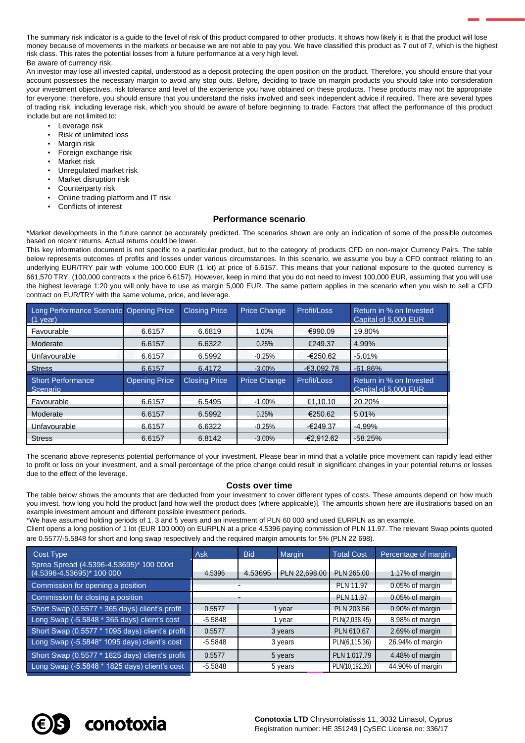The summary risk indicator is a guide to the level of risk of this product compared to other products. It shows how likely it is that the product will lose money because of movements in the markets or because we are not able to pay you. We have classified this product as 7 out of 7, which is the highest risk class. This rates the potential losses from a future performance at a very high level.

Be aware of currency risk.

An investor may lose all invested capital, understood as a deposit protecting the open position on the product. Therefore, you should ensure that your account possesses the necessary margin to avoid any stop outs. Before, deciding to trade on margin products you should take into consideration your investment objectives, risk tolerance and level of the experience you have obtained on these products. These products may not be appropriate for everyone; therefore, you should ensure that you understand the risks involved and seek independent advice if required. There are several types of trading risk, including leverage risk, which you should be aware of before beginning to trade. Factors that affect the performance of this product include but are not limited to:

- Leverage risk
- Risk of unlimited loss
- Margin risk
- Foreign exchange risk
- Market risk
- Unregulated market risk
- Market disruption risk
- Counterparty risk
- Online trading platform and IT risk
- Conflicts of interest

## Performance scenario

*Market developments in the future cannot be accurately predicted. The scenarios shown are only an indication of some of the possible outcomes based on recent returns. Actual returns could be lower.

This key information document is not specific to a particular product, but to the category of products CFD on non-major Currency Pairs. The table below represents outcomes of profits and losses under various circumstances. In this scenario, we assume you buy a CFD contract relating to an underlying EUR/TRY pair with volume 100,000 EUR (1 lot) at price of 6.6157. This means that your national exposure to the quoted currency is 661,570 TRY. (100,000 contracts x the price 6.6157). However, keep in mind that you do not need to invest 100,000 EUR, assuming that you will use the highest leverage 1:20 you will only have to use as margin 5,000 EUR. The same pattern applies in the scenario when you wish to sell a CFD contract on EUR/TRY with the same volume, price, and leverage.

| Long Performance Scenario (1 year) | Opening Price | Closing Price | Price Change | Profit/Loss | Return in % on Invested Capital of 5,000 EUR |
|---|---|---|---|---|---|
| Favourable | 6.6157 | 6.6819 | 1.00% | €990.09 | 19.80% |
| Moderate | 6.6157 | 6.6322 | 0.25% | €249.37 | 4.99% |
| Unfavourable | 6.6157 | 6.5992 | -0.25% | -€250.62 | -5.01% |
| Stress | 6.6157 | 6.4172 | -3.00% | -€3,092.78 | -61.86% |
| **Short Performance Scenario** | **Opening Price** | **Closing Price** | **Price Change** | **Profit/Loss** | **Return in % on Invested Capital of 5,000 EUR** |
| Favourable | 6.6157 | 6.5495 | -1.00% | €1,10.10 | 20.20% |
| Moderate | 6.6157 | 6.5992 | 0.25% | €250.62 | 5.01% |
| Unfavourable | 6.6157 | 6.6322 | -0.25% | -€249.37 | -4.99% |
| Stress | 6.6157 | 6.8142 | -3.00% | -€2,912.62 | -58.25% |

The scenario above represents potential performance of your investment. Please bear in mind that a volatile price movement can rapidly lead either to profit or loss on your investment, and a small percentage of the price change could result in significant changes in your potential returns or losses due to the effect of the leverage.

## Costs over time

The table below shows the amounts that are deducted from your investment to cover different types of costs. These amounts depend on how much you invest, how long you hold the product [and how well the product does (where applicable)]. The amounts shown here are illustrations based on an example investment amount and different possible investment periods.

*We have assumed holding periods of 1, 3 and 5 years and an investment of PLN 60 000 and used EURPLN as an example.

Client opens a long position of 1 lot (EUR 100 000) on EURPLN at a price 4.5396 paying commission of PLN 11.97. The relevant Swap points quoted are 0.5577/-5.5848 for short and long swap respectively and the required margin amounts for 5% (PLN 22 698).

| Cost Type | Ask | Bid | Margin | Total Cost | Percentage of margin |
|---|---|---|---|---|---|
| Sprea Spread (4.5396-4.53695)* 100 000d (4.5396-4.53695)* 100 000 | 4.5396 | 4.53695 | PLN 22,698.00 | PLN 265.00 | 1.17% of margin |
| Commission for opening a position | - | | | PLN 11.97 | 0.05% of margin |
| Commission for closing a position | - | | | PLN 11.97 | 0.05% of margin |
| Short Swap (0.5577 * 365 days) client's profit | 0.5577 | 1 year | | PLN 203.56 | 0.90% of margin |
| Long Swap (-5.5848 * 365 days) client's cost | -5.5848 | 1 year | | PLN(2,038.45) | 8.98% of margin |
| Short Swap (0.5577 * 1095 days) client's profit | 0.5577 | 3 years | | PLN 610.67 | 2.69% of margin |
| Long Swap (-5.5848* 1095 days) client's cost | -5.5848 | 3 years | | PLN(6,115.36) | 26.94% of margin |
| Short Swap (0.5577 * 1825 days) client's profit | 0.5577 | 5 years | | PLN 1,017.79 | 4.48% of margin |
| Long Swap (-5.5848 * 1825 days) client's cost | -5.5848 | 5 years | | PLN(10,192.26) | 44.90% of margin |

**Conotoxia LTD** Chrysorroiatissis 11, 3032 Limasol, Cyprus
Registration number: HE 351249 | CySEC License no: 336/17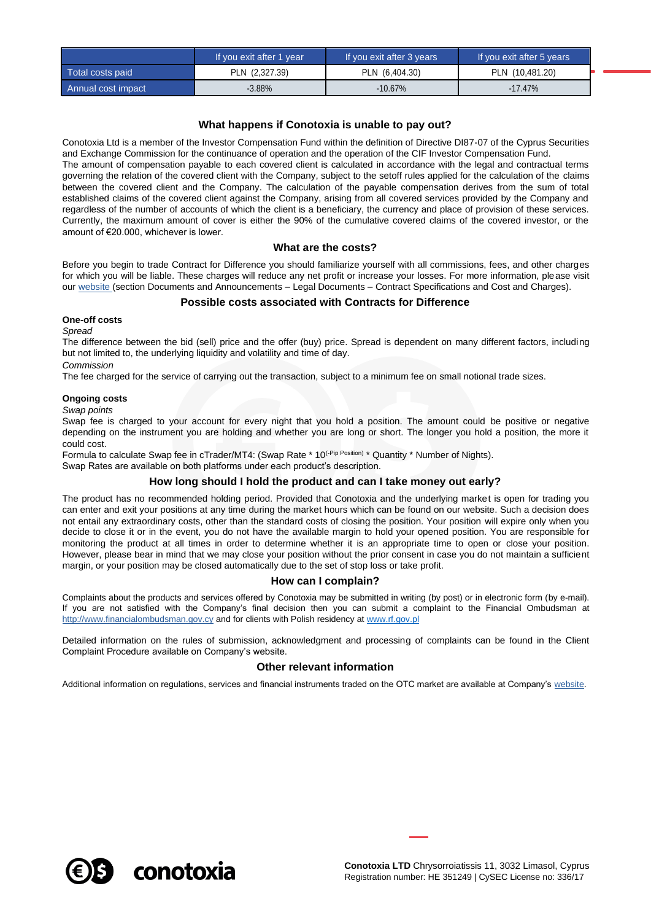| | If you exit after 1 year | If you exit after 3 years | If you exit after 5 years |
|---|---|---|---|
| Total costs paid | PLN (2,327.39) | PLN (6,404.30) | PLN (10,481.20) |
| Annual cost impact | -3.88% | -10.67% | -17.47% |

## What happens if Conotoxia is unable to pay out?

Conotoxia Ltd is a member of the Investor Compensation Fund within the definition of Directive DI87-07 of the Cyprus Securities and Exchange Commission for the continuance of operation and the operation of the CIF Investor Compensation Fund.
The amount of compensation payable to each covered client is calculated in accordance with the legal and contractual terms governing the relation of the covered client with the Company, subject to the setoff rules applied for the calculation of the claims between the covered client and the Company. The calculation of the payable compensation derives from the sum of total established claims of the covered client against the Company, arising from all covered services provided by the Company and regardless of the number of accounts of which the client is a beneficiary, the currency and place of provision of these services. Currently, the maximum amount of cover is either the 90% of the cumulative covered claims of the covered investor, or the amount of €20.000, whichever is lower.

## What are the costs?

Before you begin to trade Contract for Difference you should familiarize yourself with all commissions, fees, and other charges for which you will be liable. These charges will reduce any net profit or increase your losses. For more information, please visit our website (section Documents and Announcements – Legal Documents – Contract Specifications and Cost and Charges).

## Possible costs associated with Contracts for Difference

**One-off costs**

*Spread*

The difference between the bid (sell) price and the offer (buy) price. Spread is dependent on many different factors, including but not limited to, the underlying liquidity and volatility and time of day.

*Commission*

The fee charged for the service of carrying out the transaction, subject to a minimum fee on small notional trade sizes.

**Ongoing costs**

*Swap points*

Swap fee is charged to your account for every night that you hold a position. The amount could be positive or negative depending on the instrument you are holding and whether you are long or short. The longer you hold a position, the more it could cost.

Formula to calculate Swap fee in cTrader/MT4: (Swap Rate * $10^{(-\text{Pip Position})}$ * Quantity * Number of Nights).

Swap Rates are available on both platforms under each product's description.

## How long should I hold the product and can I take money out early?

The product has no recommended holding period. Provided that Conotoxia and the underlying market is open for trading you can enter and exit your positions at any time during the market hours which can be found on our website. Such a decision does not entail any extraordinary costs, other than the standard costs of closing the position. Your position will expire only when you decide to close it or in the event, you do not have the available margin to hold your opened position. You are responsible for monitoring the product at all times in order to determine whether it is an appropriate time to open or close your position. However, please bear in mind that we may close your position without the prior consent in case you do not maintain a sufficient margin, or your position may be closed automatically due to the set of stop loss or take profit.

## How can I complain?

Complaints about the products and services offered by Conotoxia may be submitted in writing (by post) or in electronic form (by e-mail). If you are not satisfied with the Company's final decision then you can submit a complaint to the Financial Ombudsman at http://www.financialombudsman.gov.cy and for clients with Polish residency at www.rf.gov.pl

Detailed information on the rules of submission, acknowledgment and processing of complaints can be found in the Client Complaint Procedure available on Company's website.

## Other relevant information

Additional information on regulations, services and financial instruments traded on the OTC market are available at Company's website.

**Conotoxia LTD** Chrysorroiatissis 11, 3032 Limasol, Cyprus
Registration number: HE 351249 | CySEC License no: 336/17